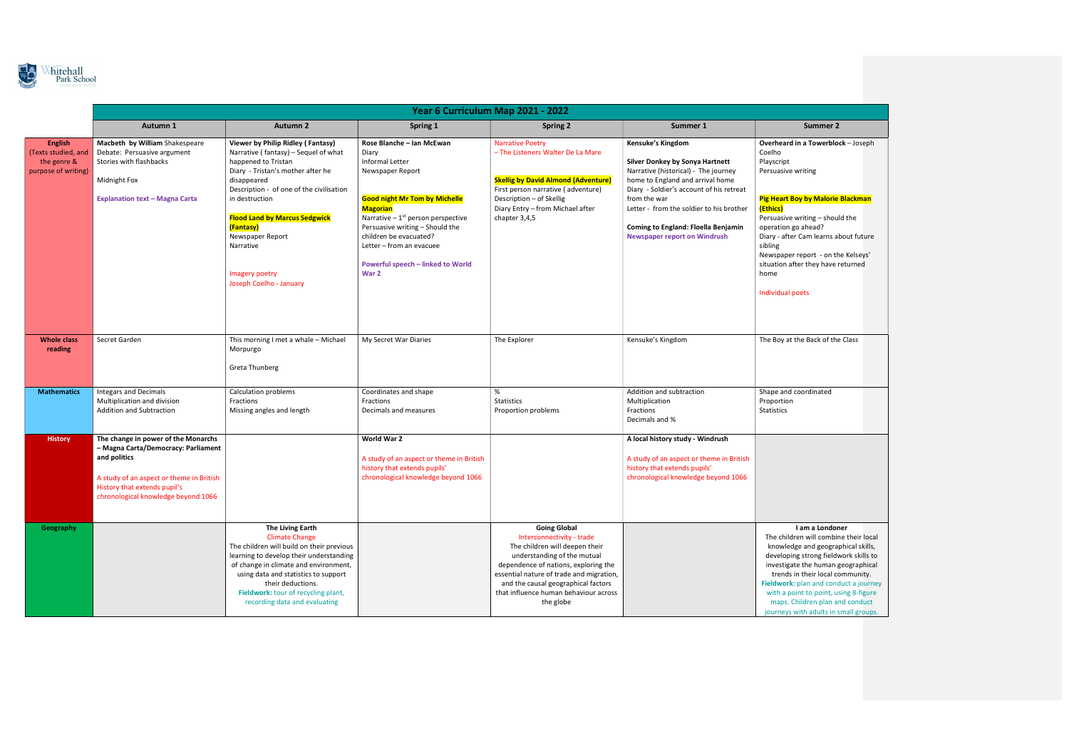Whitehall Park School

# Year 6 Curriculum Map 2021 - 2022

| | Autumn 1 | Autumn 2 | Spring 1 | Spring 2 | Summer 1 | Summer 2 |
|---|---|---|---|---|---|---|
| **English** (Texts studied, and the genre & purpose of writing) | **Macbeth by William** Shakespeare<br>Debate: Persuasive argument<br>Stories with flashbacks<br><br>Midnight Fox<br><br>**Explanation text – Magna Carta** | **Viewer by Philip Ridley ( Fantasy)**<br>Narrative ( fantasy) – Sequel of what happened to Tristan<br>Diary - Tristan's mother after he disappeared<br>Description - of one of the civilisation in destruction<br><br>**Flood Land by Marcus Sedgwick (Fantasy)**<br>Newspaper Report<br>Narrative<br><br>Imagery poetry<br>Joseph Coelho - January | **Rose Blanche – Ian McEwan**<br>Diary<br>Informal Letter<br>Newspaper Report<br><br>**Good night Mr Tom by Michelle Magorian**<br>Narrative – 1st person perspective<br>Persuasive writing – Should the children be evacuated?<br>Letter – from an evacuee<br><br>**Powerful speech – linked to World War 2** | Narrative Poetry<br>– The Listeners Walter De La Mare<br><br>**Skellig by David Almond (Adventure)**<br>First person narrative ( adventure)<br>Description – of Skellig<br>Diary Entry – from Michael after chapter 3,4,5 | **Kensuke's Kingdom**<br><br>**Silver Donkey by Sonya Hartnett**<br>Narrative (historical) - The journey home to England and arrival home<br>Diary - Soldier's account of his retreat from the war<br>Letter - from the soldier to his brother<br><br>**Coming to England: Floella Benjamin**<br>**Newspaper report on Windrush** | **Overheard in a Towerblock** – Joseph Coelho<br>Playscript<br>Persuasive writing<br><br>**Pig Heart Boy by Malorie Blackman (Ethics)**<br>Persuasive writing – should the operation go ahead?<br>Diary - after Cam learns about future sibling<br>Newspaper report - on the Kelseys' situation after they have returned home<br><br>Individual poets |
| **Whole class reading** | Secret Garden | This morning I met a whale – Michael Morpurgo<br><br>Greta Thunberg | My Secret War Diaries | The Explorer | Kensuke's Kingdom | The Boy at the Back of the Class |
| **Mathematics** | Integars and Decimals<br>Multiplication and division<br>Addition and Subtraction | Calculation problems<br>Fractions<br>Missing angles and length | Coordinates and shape<br>Fractions<br>Decimals and measures | %<br>Statistics<br>Proportion problems | Addition and subtraction<br>Multiplication<br>Fractions<br>Decimals and % | Shape and coordinated<br>Proportion<br>Statistics |
| **History** | **The change in power of the Monarchs – Magna Carta/Democracy: Parliament and politics**<br><br>A study of an aspect or theme in British History that extends pupil's chronological knowledge beyond 1066 | | **World War 2**<br><br>A study of an aspect or theme in British history that extends pupils' chronological knowledge beyond 1066 | | **A local history study - Windrush**<br><br>A study of an aspect or theme in British history that extends pupils' chronological knowledge beyond 1066 | |
| **Geography** | | **The Living Earth**<br>Climate Change<br>The children will build on their previous learning to develop their understanding of change in climate and environment, using data and statistics to support their deductions.<br>**Fieldwork:** tour of recycling plant, recording data and evaluating | | **Going Global**<br>Interconnectivity - trade<br>The children will deepen their understanding of the mutual dependence of nations, exploring the essential nature of trade and migration, and the causal geographical factors that influence human behaviour across the globe | | **I am a Londoner**<br>The children will combine their local knowledge and geographical skills, developing strong fieldwork skills to investigate the human geographical trends in their local community.<br>**Fieldwork:** plan and conduct a journey with a point to point, using 8-figure maps. Children plan and conduct journeys with adults in small groups. |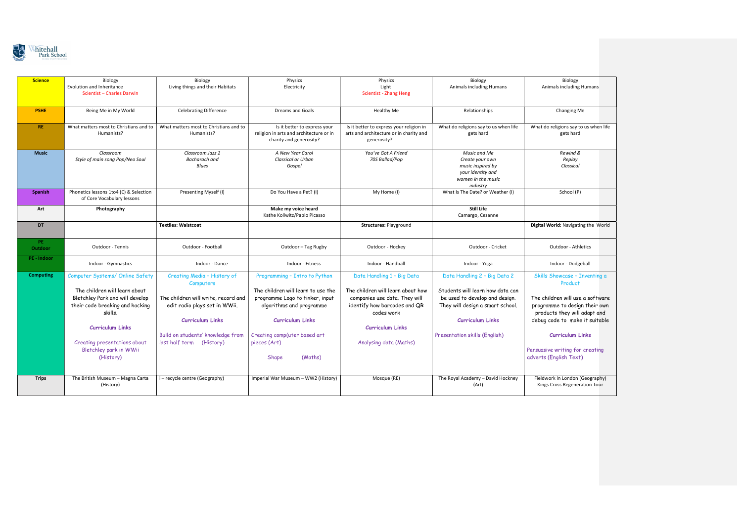| | | | | | | |
|---|---|---|---|---|---|---|
| **Science** | Biology<br>Evolution and Inheritance<br>Scientist – Charles Darwin | Biology<br>Living things and their Habitats | Physics<br>Electricity | Physics<br>Light<br>Scientist - Zhang Heng | Biology<br>Animals including Humans | Biology<br>Animals including Humans |
| **PSHE** | Being Me in My World | Celebrating Difference | Dreams and Goals | Healthy Me | Relationships | Changing Me |
| **RE** | What matters most to Christians and to Humanists? | What matters most to Christians and to Humanists? | Is it better to express your religion in arts and architecture or in charity and generosity? | Is it better to express your religion in arts and architecture or in charity and generosity? | What do religions say to us when life gets hard | What do religions say to us when life gets hard |
| **Music** | *Classroom*<br>*Style of main song Pop/Neo Soul* | *Classroom Jazz 2*<br>*Bacharach and*<br>*Blues* | *A New Year Carol*<br>*Classical or Urban*<br>*Gospel* | *You've Got A Friend*<br>*70S Ballad/Pop* | *Music and Me*<br>*Create your own music inspired by your identity and women in the music industry* | *Rewind &*<br>*Replay*<br>*Classical* |
| **Spanish** | Phonetics lessons 1to4 (C) & Selection of Core Vocabulary lessons | Presenting Myself (I) | Do You Have a Pet? (I) | My Home (I) | What Is The Date? or Weather (I) | School (P) |
| **Art** | **Photography** | | **Make my voice heard**<br>Kathe Kollwitz/Pablo Picasso | | **Still Life**<br>Camargo, Cezanne | |
| **DT** | | **Textiles: Waistcoat** | | **Structures:** Playground | | **Digital World:** Navigating the World |
| **PE Outdoor** | Outdoor - Tennis | Outdoor - Football | Outdoor – Tag Rugby | Outdoor - Hockey | Outdoor - Cricket | Outdoor - Athletics |
| **PE - Indoor** | Indoor - Gymnastics | Indoor - Dance | Indoor - Fitness | Indoor - Handball | Indoor - Yoga | Indoor - Dodgeball |
| **Computing** | Computer Systems/ Online Safety<br><br>The children will learn about Bletchley Park and will develop their code breaking and hacking skills.<br><br>**Curriculum Links**<br><br>Creating presentations about Bletchley park in WWii (History) | Creating Media – History of Computers<br><br>The children will write, record and edit radio plays set in WWii.<br><br>**Curriculum Links**<br><br>Build on students' knowledge from last half term (History) | Programming – Intro to Python<br><br>The children will learn to use the programme Logo to tinker, input algorithms and programme<br><br>**Curriculum Links**<br><br>Creating comp(uter based art pieces (Art)<br><br>Shape (Maths) | Data Handling 1 – Big Data<br><br>The children will learn about how companies use data. They will identify how barcodes and QR codes work<br><br>**Curriculum Links**<br><br>Analysing data (Maths) | Data Handling 2 – Big Data 2<br><br>Students will learn how data can be used to develop and design. They will design a smart school.<br><br>**Curriculum Links**<br><br>Presentation skills (English) | Skills Showcase – Inventing a Product<br><br>The children will use a software programme to design their own products they will adapt and debug code to make it suitable<br><br>**Curriculum Links**<br><br>Persuasive writing for creating adverts (English Text) |
| **Trips** | The British Museum – Magna Carta (History) | i – recycle centre (Geography) | Imperial War Museum – WW2 (History) | Mosque (RE) | The Royal Academy – David Hockney (Art) | Fieldwork in London (Geography)<br>Kings Cross Regeneration Tour |